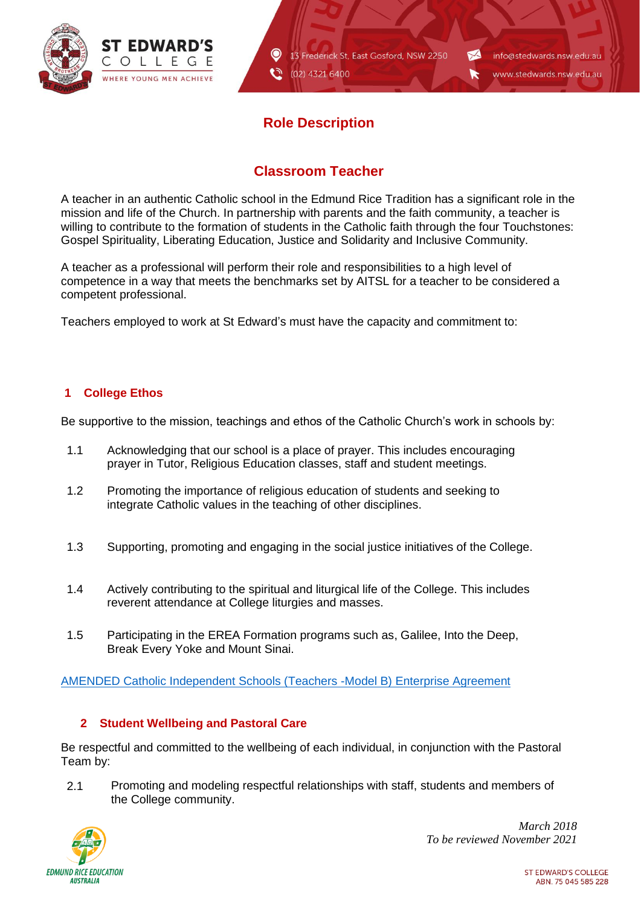# Role Description

## Classroom Teacher

A teacher in an authentic Catholic school in the Edmund Rice Tradition has a significant role in the mission and life of the Church. In partnership with parents and the faith community, a teacher is willing to contribute to the formation of students in the Catholic faith through the four Touchstones: Gospel Spirituality, Liberating Education, Justice and Solidarity and Inclusive Community.

A teacher as a professional will perform their role and responsibilities to a high level of competence in a way that meets the benchmarks set by AITSL for a teacher to be considered a competent professional.

Teachers employed to work at St Edward's must have the capacity and commitment to:

### 1 College Ethos

Be supportive to the mission, teachings and ethos of the Catholic Church's work in schools by:

1.1 Acknowledging that our school is a place of prayer. This includes encouraging prayer in Tutor, Religious Education classes, staff and student meetings.

1.2 Promoting the importance of religious education of students and seeking to integrate Catholic values in the teaching of other disciplines.

1.3 Supporting, promoting and engaging in the social justice initiatives of the College.

1.4 Actively contributing to the spiritual and liturgical life of the College. This includes reverent attendance at College liturgies and masses.

1.5 Participating in the EREA Formation programs such as, Galilee, Into the Deep, Break Every Yoke and Mount Sinai.

AMENDED Catholic Independent Schools (Teachers -Model B) Enterprise Agreement

### 2 Student Wellbeing and Pastoral Care

Be respectful and committed to the wellbeing of each individual, in conjunction with the Pastoral Team by:

2.1 Promoting and modeling respectful relationships with staff, students and members of the College community.

*March 2018*
*To be reviewed November 2021*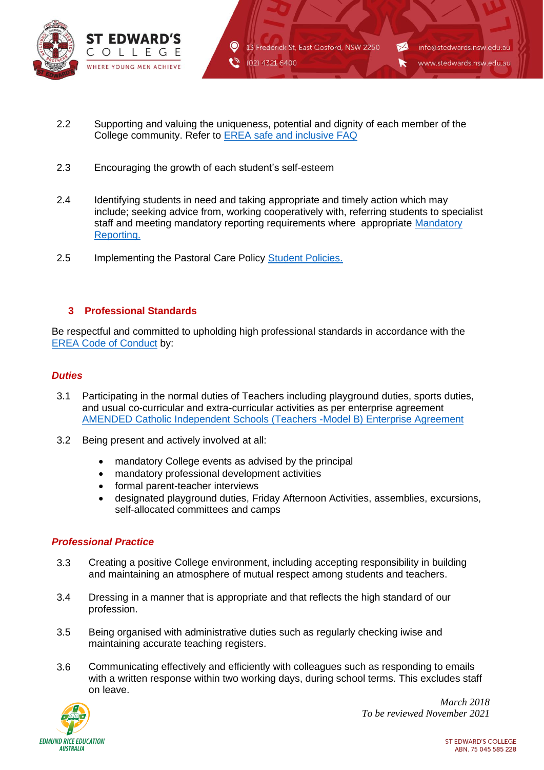2.2 Supporting and valuing the uniqueness, potential and dignity of each member of the College community. Refer to EREA safe and inclusive FAQ

2.3 Encouraging the growth of each student's self-esteem

2.4 Identifying students in need and taking appropriate and timely action which may include; seeking advice from, working cooperatively with, referring students to specialist staff and meeting mandatory reporting requirements where appropriate Mandatory Reporting.

2.5 Implementing the Pastoral Care Policy Student Policies.

## 3 Professional Standards

Be respectful and committed to upholding high professional standards in accordance with the EREA Code of Conduct by:

### *Duties*

3.1 Participating in the normal duties of Teachers including playground duties, sports duties, and usual co-curricular and extra-curricular activities as per enterprise agreement AMENDED Catholic Independent Schools (Teachers -Model B) Enterprise Agreement

3.2 Being present and actively involved at all:

- mandatory College events as advised by the principal
- mandatory professional development activities
- formal parent-teacher interviews
- designated playground duties, Friday Afternoon Activities, assemblies, excursions, self-allocated committees and camps

### *Professional Practice*

3.3 Creating a positive College environment, including accepting responsibility in building and maintaining an atmosphere of mutual respect among students and teachers.

3.4 Dressing in a manner that is appropriate and that reflects the high standard of our profession.

3.5 Being organised with administrative duties such as regularly checking iwise and maintaining accurate teaching registers.

3.6 Communicating effectively and efficiently with colleagues such as responding to emails with a written response within two working days, during school terms. This excludes staff on leave.

*March 2018*
*To be reviewed November 2021*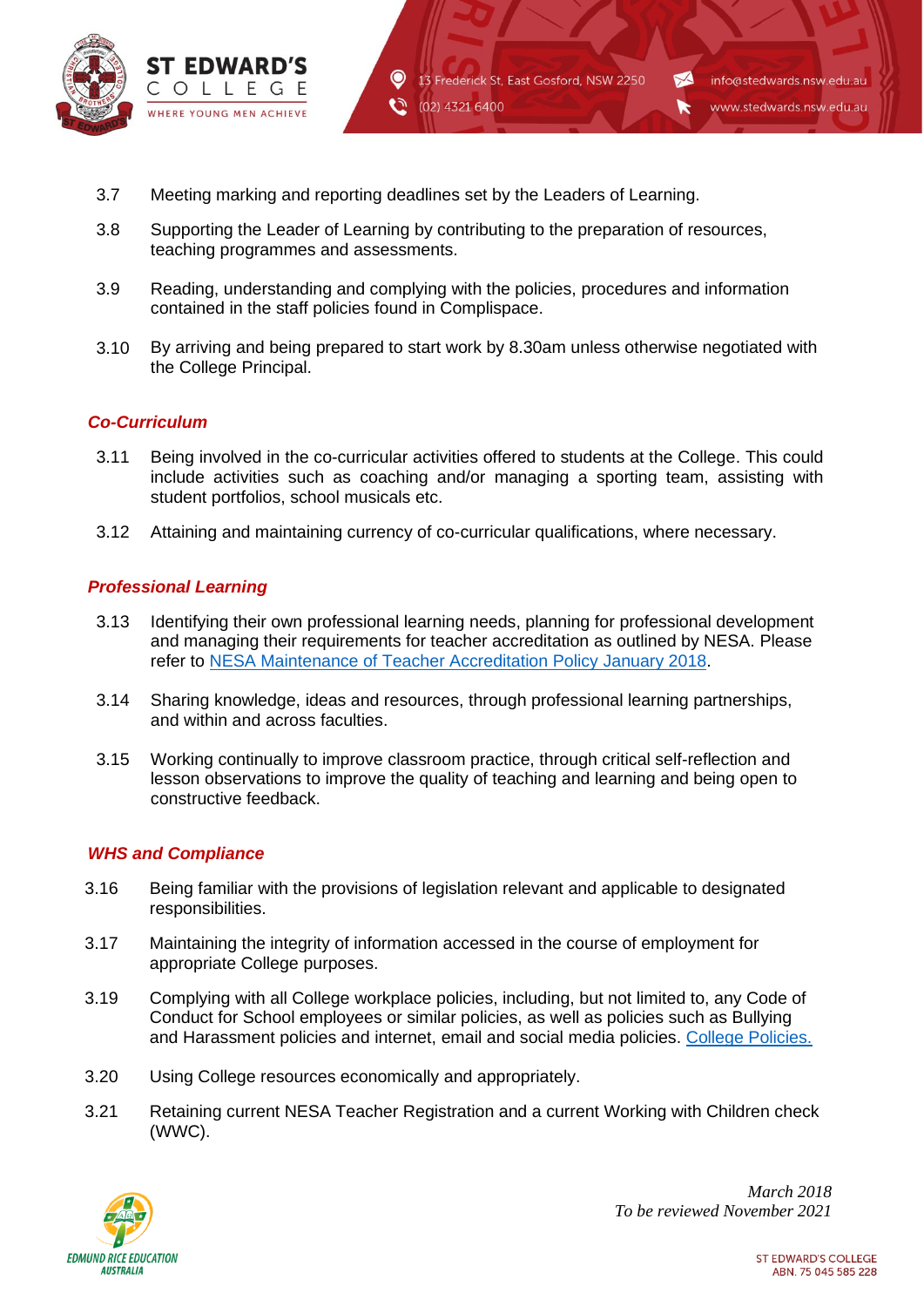3.7 Meeting marking and reporting deadlines set by the Leaders of Learning.

3.8 Supporting the Leader of Learning by contributing to the preparation of resources, teaching programmes and assessments.

3.9 Reading, understanding and complying with the policies, procedures and information contained in the staff policies found in Complispace.

3.10 By arriving and being prepared to start work by 8.30am unless otherwise negotiated with the College Principal.

### *Co-Curriculum*

3.11 Being involved in the co-curricular activities offered to students at the College. This could include activities such as coaching and/or managing a sporting team, assisting with student portfolios, school musicals etc.

3.12 Attaining and maintaining currency of co-curricular qualifications, where necessary.

### *Professional Learning*

3.13 Identifying their own professional learning needs, planning for professional development and managing their requirements for teacher accreditation as outlined by NESA. Please refer to NESA Maintenance of Teacher Accreditation Policy January 2018.

3.14 Sharing knowledge, ideas and resources, through professional learning partnerships, and within and across faculties.

3.15 Working continually to improve classroom practice, through critical self-reflection and lesson observations to improve the quality of teaching and learning and being open to constructive feedback.

### *WHS and Compliance*

3.16 Being familiar with the provisions of legislation relevant and applicable to designated responsibilities.

3.17 Maintaining the integrity of information accessed in the course of employment for appropriate College purposes.

3.19 Complying with all College workplace policies, including, but not limited to, any Code of Conduct for School employees or similar policies, as well as policies such as Bullying and Harassment policies and internet, email and social media policies. College Policies.

3.20 Using College resources economically and appropriately.

3.21 Retaining current NESA Teacher Registration and a current Working with Children check (WWC).

*March 2018*
*To be reviewed November 2021*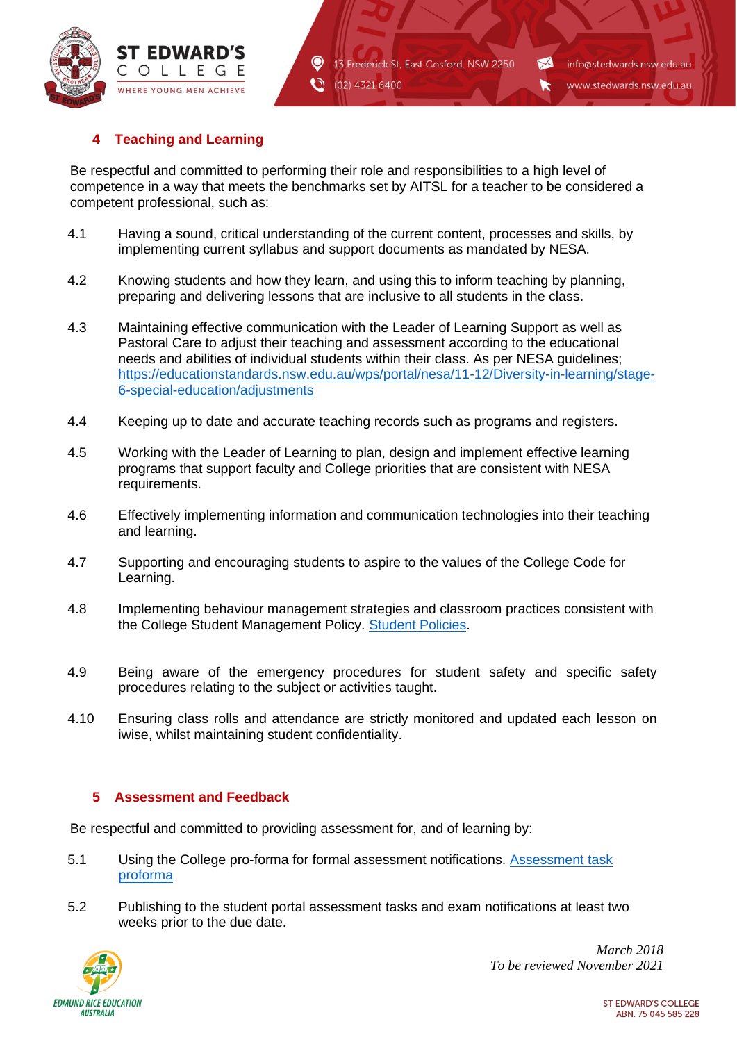## 4 Teaching and Learning

Be respectful and committed to performing their role and responsibilities to a high level of competence in a way that meets the benchmarks set by AITSL for a teacher to be considered a competent professional, such as:

4.1 Having a sound, critical understanding of the current content, processes and skills, by implementing current syllabus and support documents as mandated by NESA.

4.2 Knowing students and how they learn, and using this to inform teaching by planning, preparing and delivering lessons that are inclusive to all students in the class.

4.3 Maintaining effective communication with the Leader of Learning Support as well as Pastoral Care to adjust their teaching and assessment according to the educational needs and abilities of individual students within their class. As per NESA guidelines; https://educationstandards.nsw.edu.au/wps/portal/nesa/11-12/Diversity-in-learning/stage-6-special-education/adjustments

4.4 Keeping up to date and accurate teaching records such as programs and registers.

4.5 Working with the Leader of Learning to plan, design and implement effective learning programs that support faculty and College priorities that are consistent with NESA requirements.

4.6 Effectively implementing information and communication technologies into their teaching and learning.

4.7 Supporting and encouraging students to aspire to the values of the College Code for Learning.

4.8 Implementing behaviour management strategies and classroom practices consistent with the College Student Management Policy. Student Policies.

4.9 Being aware of the emergency procedures for student safety and specific safety procedures relating to the subject or activities taught.

4.10 Ensuring class rolls and attendance are strictly monitored and updated each lesson on iwise, whilst maintaining student confidentiality.

## 5 Assessment and Feedback

Be respectful and committed to providing assessment for, and of learning by:

5.1 Using the College pro-forma for formal assessment notifications. Assessment task proforma

5.2 Publishing to the student portal assessment tasks and exam notifications at least two weeks prior to the due date.

*March 2018*
*To be reviewed November 2021*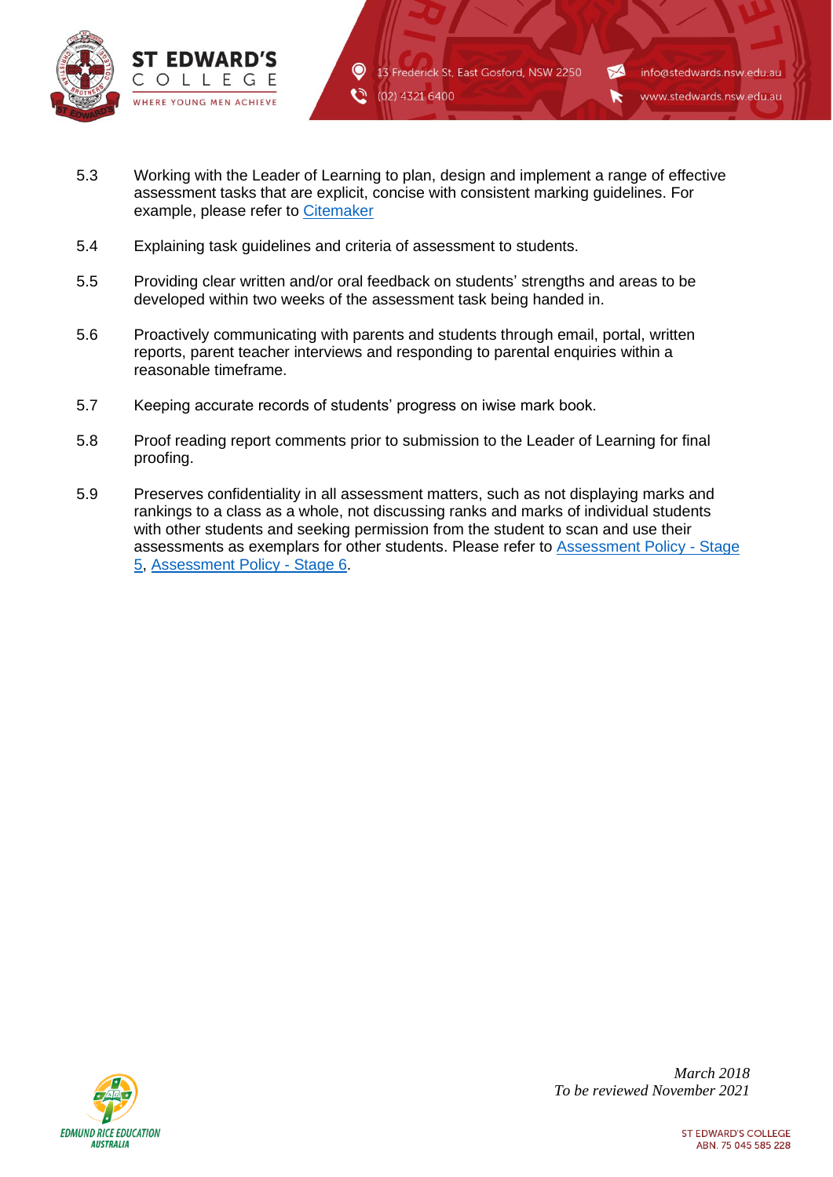5.3 Working with the Leader of Learning to plan, design and implement a range of effective assessment tasks that are explicit, concise with consistent marking guidelines. For example, please refer to Citemaker

5.4 Explaining task guidelines and criteria of assessment to students.

5.5 Providing clear written and/or oral feedback on students' strengths and areas to be developed within two weeks of the assessment task being handed in.

5.6 Proactively communicating with parents and students through email, portal, written reports, parent teacher interviews and responding to parental enquiries within a reasonable timeframe.

5.7 Keeping accurate records of students' progress on iwise mark book.

5.8 Proof reading report comments prior to submission to the Leader of Learning for final proofing.

5.9 Preserves confidentiality in all assessment matters, such as not displaying marks and rankings to a class as a whole, not discussing ranks and marks of individual students with other students and seeking permission from the student to scan and use their assessments as exemplars for other students. Please refer to Assessment Policy - Stage 5, Assessment Policy - Stage 6.

*March 2018*
*To be reviewed November 2021*